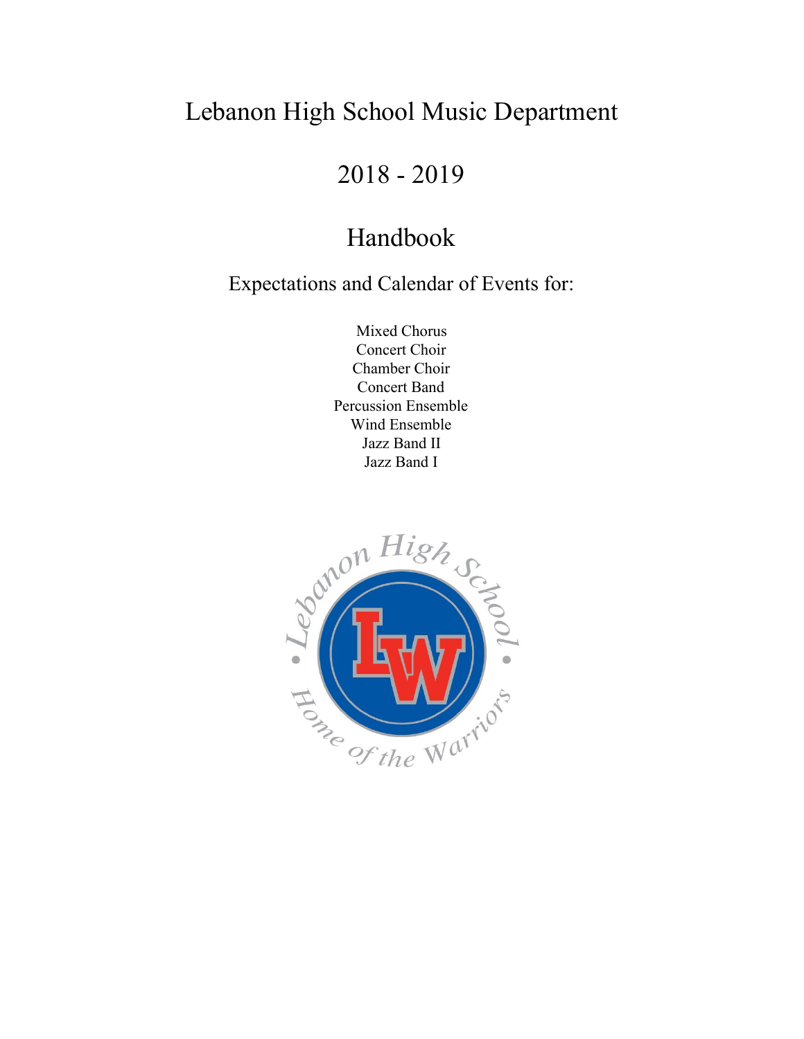# Lebanon High School Music Department

## 2018 - 2019

## Handbook

### Expectations and Calendar of Events for:

Mixed Chorus
Concert Choir
Chamber Choir
Concert Band
Percussion Ensemble
Wind Ensemble
Jazz Band II
Jazz Band I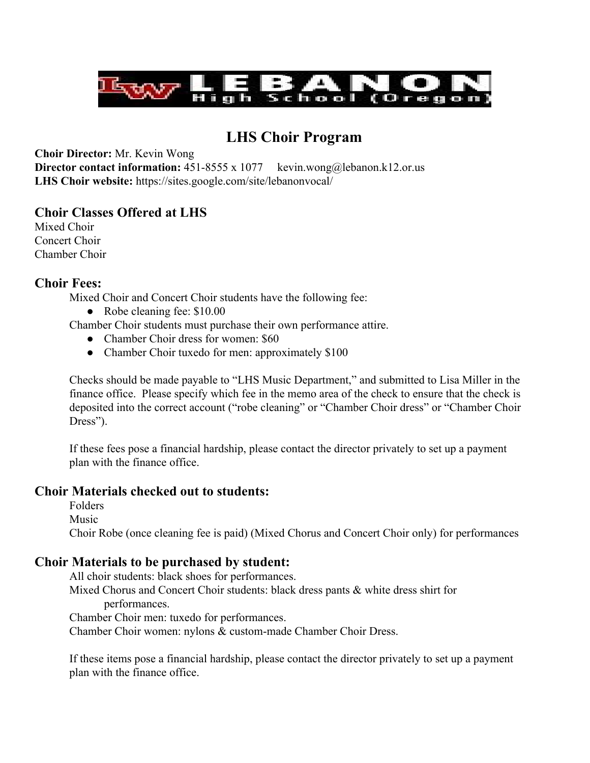# LHS Choir Program

**Choir Director:** Mr. Kevin Wong
**Director contact information:** 451-8555 x 1077 kevin.wong@lebanon.k12.or.us
**LHS Choir website:** https://sites.google.com/site/lebanonvocal/

## Choir Classes Offered at LHS

Mixed Choir
Concert Choir
Chamber Choir

## Choir Fees:

Mixed Choir and Concert Choir students have the following fee:

- Robe cleaning fee: $10.00

Chamber Choir students must purchase their own performance attire.

- Chamber Choir dress for women: $60
- Chamber Choir tuxedo for men: approximately $100

Checks should be made payable to "LHS Music Department," and submitted to Lisa Miller in the finance office. Please specify which fee in the memo area of the check to ensure that the check is deposited into the correct account ("robe cleaning" or "Chamber Choir dress" or "Chamber Choir Dress").

If these fees pose a financial hardship, please contact the director privately to set up a payment plan with the finance office.

## Choir Materials checked out to students:

Folders
Music
Choir Robe (once cleaning fee is paid) (Mixed Chorus and Concert Choir only) for performances

## Choir Materials to be purchased by student:

All choir students: black shoes for performances.
Mixed Chorus and Concert Choir students: black dress pants & white dress shirt for performances.
Chamber Choir men: tuxedo for performances.
Chamber Choir women: nylons & custom-made Chamber Choir Dress.

If these items pose a financial hardship, please contact the director privately to set up a payment plan with the finance office.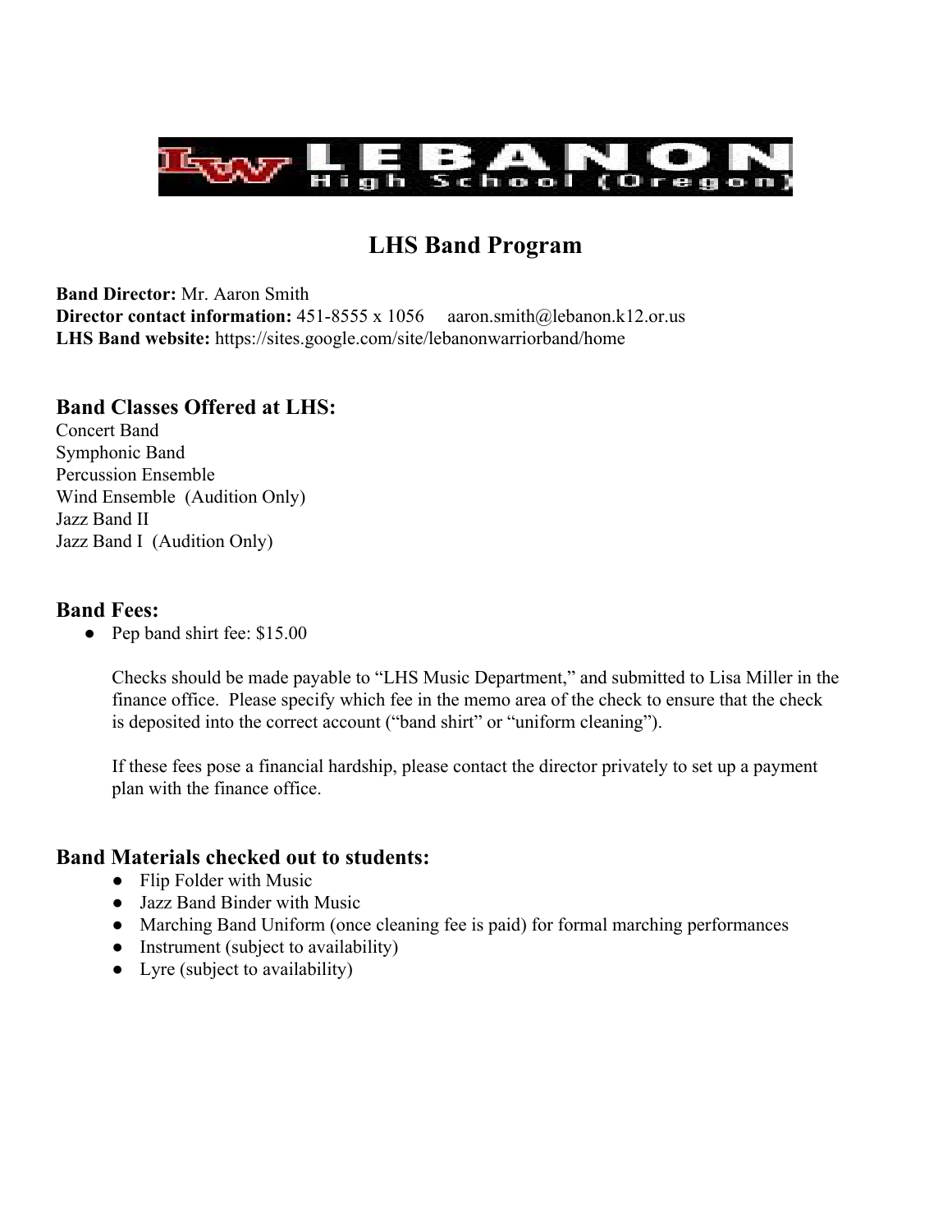# LHS Band Program

**Band Director:** Mr. Aaron Smith
**Director contact information:** 451-8555 x 1056 aaron.smith@lebanon.k12.or.us
**LHS Band website:** https://sites.google.com/site/lebanonwarriorband/home

## Band Classes Offered at LHS:

Concert Band
Symphonic Band
Percussion Ensemble
Wind Ensemble (Audition Only)
Jazz Band II
Jazz Band I (Audition Only)

## Band Fees:

- Pep band shirt fee: $15.00

  Checks should be made payable to "LHS Music Department," and submitted to Lisa Miller in the finance office. Please specify which fee in the memo area of the check to ensure that the check is deposited into the correct account ("band shirt" or "uniform cleaning").

  If these fees pose a financial hardship, please contact the director privately to set up a payment plan with the finance office.

## Band Materials checked out to students:

- Flip Folder with Music
- Jazz Band Binder with Music
- Marching Band Uniform (once cleaning fee is paid) for formal marching performances
- Instrument (subject to availability)
- Lyre (subject to availability)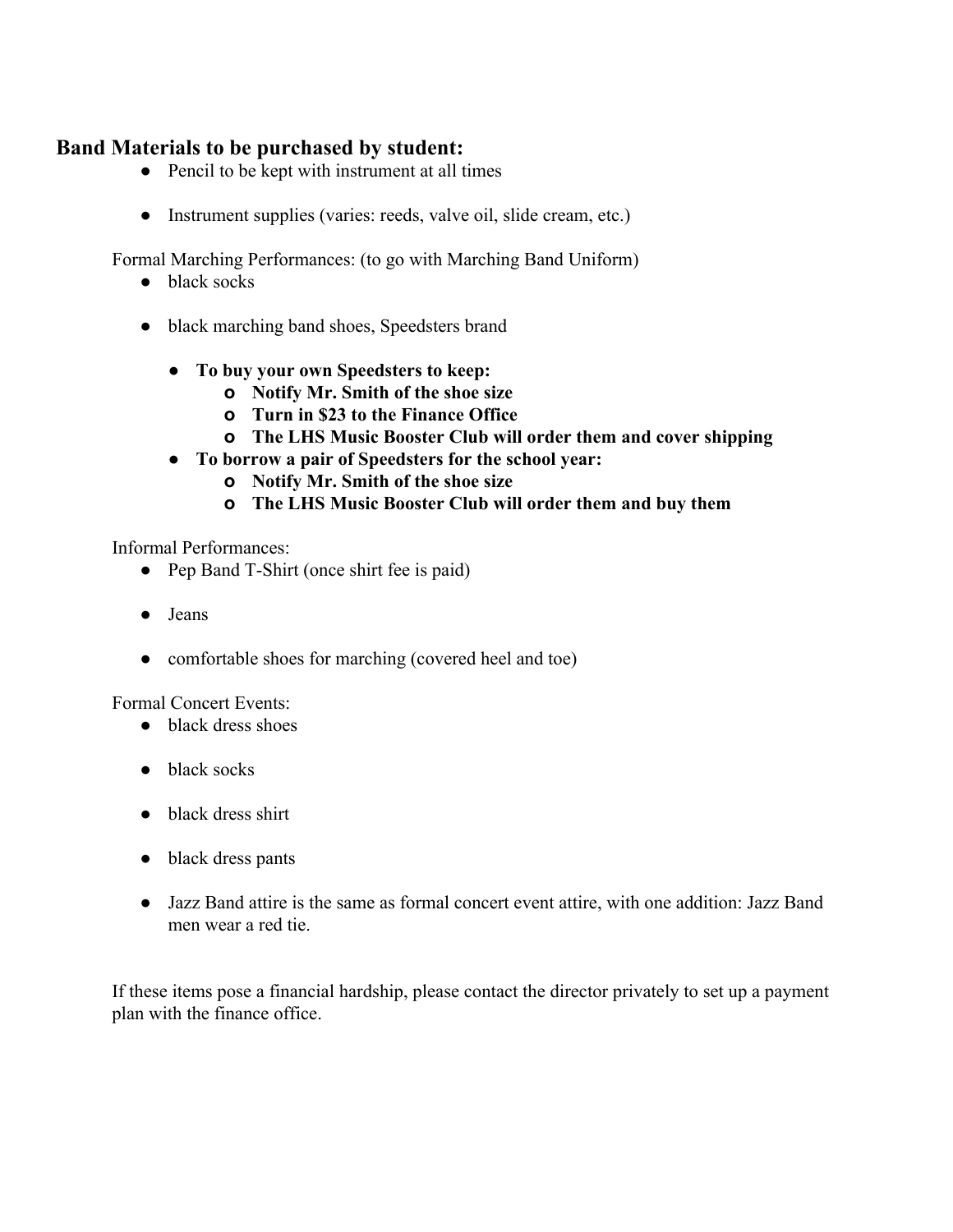## Band Materials to be purchased by student:

- Pencil to be kept with instrument at all times
- Instrument supplies (varies: reeds, valve oil, slide cream, etc.)

Formal Marching Performances: (to go with Marching Band Uniform)

- black socks
- black marching band shoes, Speedsters brand
  - **To buy your own Speedsters to keep:**
    - **Notify Mr. Smith of the shoe size**
    - **Turn in $23 to the Finance Office**
    - **The LHS Music Booster Club will order them and cover shipping**
  - **To borrow a pair of Speedsters for the school year:**
    - **Notify Mr. Smith of the shoe size**
    - **The LHS Music Booster Club will order them and buy them**

Informal Performances:

- Pep Band T-Shirt (once shirt fee is paid)
- Jeans
- comfortable shoes for marching (covered heel and toe)

Formal Concert Events:

- black dress shoes
- black socks
- black dress shirt
- black dress pants
- Jazz Band attire is the same as formal concert event attire, with one addition: Jazz Band men wear a red tie.

If these items pose a financial hardship, please contact the director privately to set up a payment plan with the finance office.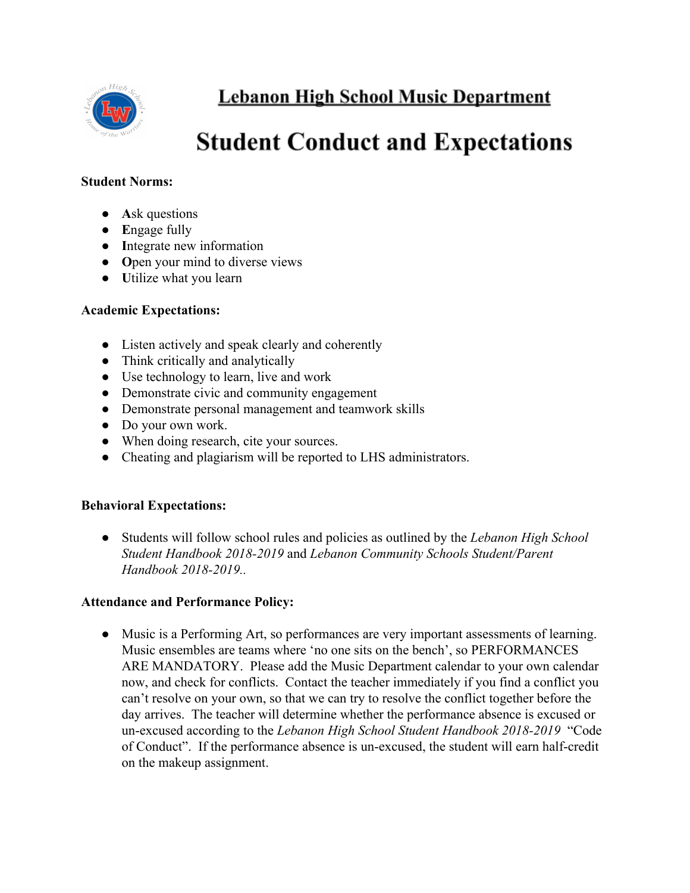# Lebanon High School Music Department

# Student Conduct and Expectations

**Student Norms:**

- **A**sk questions
- **E**ngage fully
- **I**ntegrate new information
- **O**pen your mind to diverse views
- **U**tilize what you learn

**Academic Expectations:**

- Listen actively and speak clearly and coherently
- Think critically and analytically
- Use technology to learn, live and work
- Demonstrate civic and community engagement
- Demonstrate personal management and teamwork skills
- Do your own work.
- When doing research, cite your sources.
- Cheating and plagiarism will be reported to LHS administrators.

**Behavioral Expectations:**

- Students will follow school rules and policies as outlined by the *Lebanon High School Student Handbook 2018-2019* and *Lebanon Community Schools Student/Parent Handbook 2018-2019.*.

**Attendance and Performance Policy:**

- Music is a Performing Art, so performances are very important assessments of learning. Music ensembles are teams where 'no one sits on the bench', so PERFORMANCES ARE MANDATORY. Please add the Music Department calendar to your own calendar now, and check for conflicts. Contact the teacher immediately if you find a conflict you can't resolve on your own, so that we can try to resolve the conflict together before the day arrives. The teacher will determine whether the performance absence is excused or un-excused according to the *Lebanon High School Student Handbook 2018-2019* "Code of Conduct". If the performance absence is un-excused, the student will earn half-credit on the makeup assignment.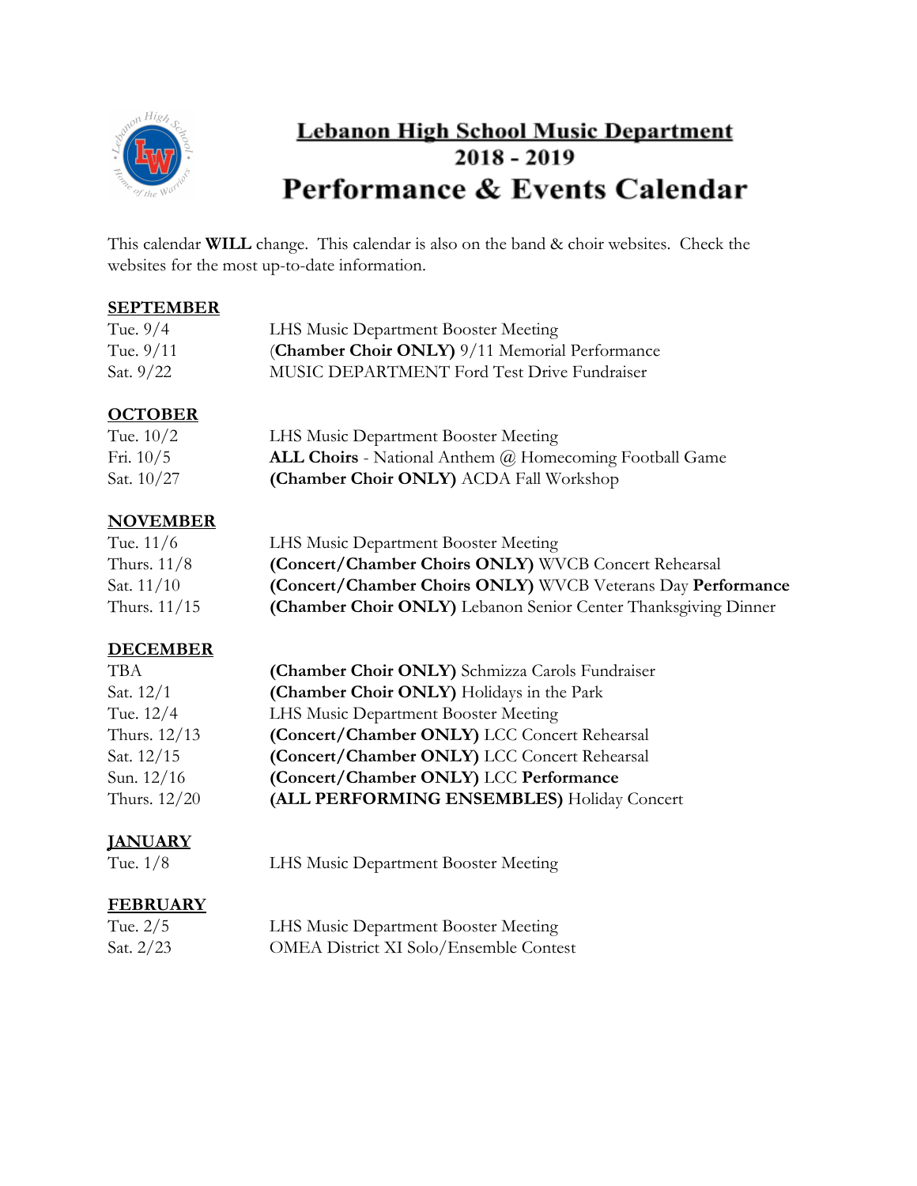# Lebanon High School Music Department
## 2018 - 2019
# Performance & Events Calendar

This calendar **WILL** change. This calendar is also on the band & choir websites. Check the websites for the most up-to-date information.

**SEPTEMBER**

| | |
|---|---|
| Tue. 9/4 | LHS Music Department Booster Meeting |
| Tue. 9/11 | (**Chamber Choir ONLY)** 9/11 Memorial Performance |
| Sat. 9/22 | MUSIC DEPARTMENT Ford Test Drive Fundraiser |

**OCTOBER**

| | |
|---|---|
| Tue. 10/2 | LHS Music Department Booster Meeting |
| Fri. 10/5 | **ALL Choirs** - National Anthem @ Homecoming Football Game |
| Sat. 10/27 | **(Chamber Choir ONLY)** ACDA Fall Workshop |

**NOVEMBER**

| | |
|---|---|
| Tue. 11/6 | LHS Music Department Booster Meeting |
| Thurs. 11/8 | **(Concert/Chamber Choirs ONLY)** WVCB Concert Rehearsal |
| Sat. 11/10 | **(Concert/Chamber Choirs ONLY)** WVCB Veterans Day **Performance** |
| Thurs. 11/15 | **(Chamber Choir ONLY)** Lebanon Senior Center Thanksgiving Dinner |

**DECEMBER**

| | |
|---|---|
| TBA | **(Chamber Choir ONLY)** Schmizza Carols Fundraiser |
| Sat. 12/1 | **(Chamber Choir ONLY)** Holidays in the Park |
| Tue. 12/4 | LHS Music Department Booster Meeting |
| Thurs. 12/13 | **(Concert/Chamber ONLY)** LCC Concert Rehearsal |
| Sat. 12/15 | **(Concert/Chamber ONLY)** LCC Concert Rehearsal |
| Sun. 12/16 | **(Concert/Chamber ONLY)** LCC **Performance** |
| Thurs. 12/20 | **(ALL PERFORMING ENSEMBLES)** Holiday Concert |

**JANUARY**

| | |
|---|---|
| Tue. 1/8 | LHS Music Department Booster Meeting |

**FEBRUARY**

| | |
|---|---|
| Tue. 2/5 | LHS Music Department Booster Meeting |
| Sat. 2/23 | OMEA District XI Solo/Ensemble Contest |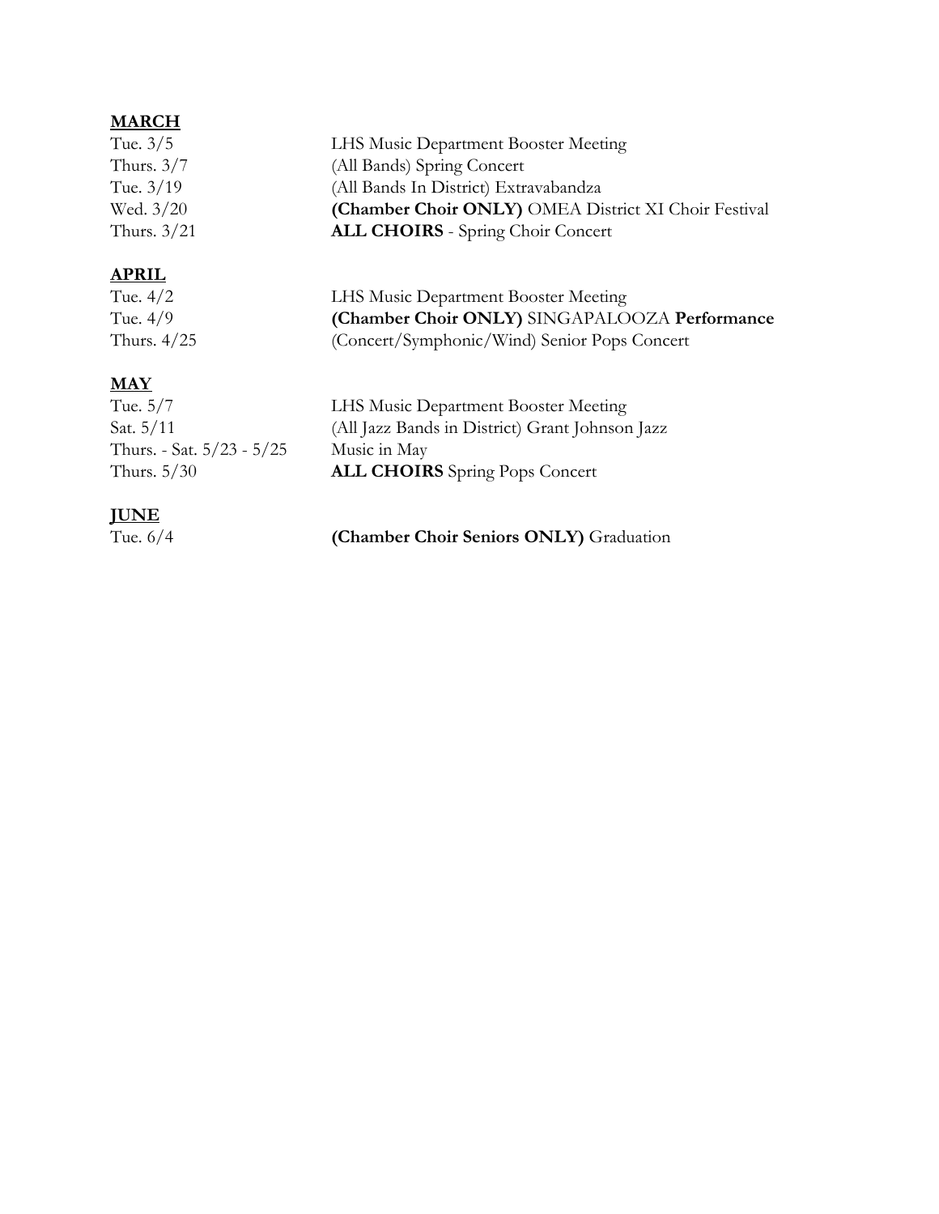**MARCH**

| | |
|---|---|
| Tue. 3/5 | LHS Music Department Booster Meeting |
| Thurs. 3/7 | (All Bands) Spring Concert |
| Tue. 3/19 | (All Bands In District) Extravabandza |
| Wed. 3/20 | **(Chamber Choir ONLY)** OMEA District XI Choir Festival |
| Thurs. 3/21 | **ALL CHOIRS** - Spring Choir Concert |

**APRIL**

| | |
|---|---|
| Tue. 4/2 | LHS Music Department Booster Meeting |
| Tue. 4/9 | **(Chamber Choir ONLY)** SINGAPALOOZA **Performance** |
| Thurs. 4/25 | (Concert/Symphonic/Wind) Senior Pops Concert |

**MAY**

| | |
|---|---|
| Tue. 5/7 | LHS Music Department Booster Meeting |
| Sat. 5/11 | (All Jazz Bands in District) Grant Johnson Jazz |
| Thurs. - Sat. 5/23 - 5/25 | Music in May |
| Thurs. 5/30 | **ALL CHOIRS** Spring Pops Concert |

**JUNE**

| | |
|---|---|
| Tue. 6/4 | **(Chamber Choir Seniors ONLY)** Graduation |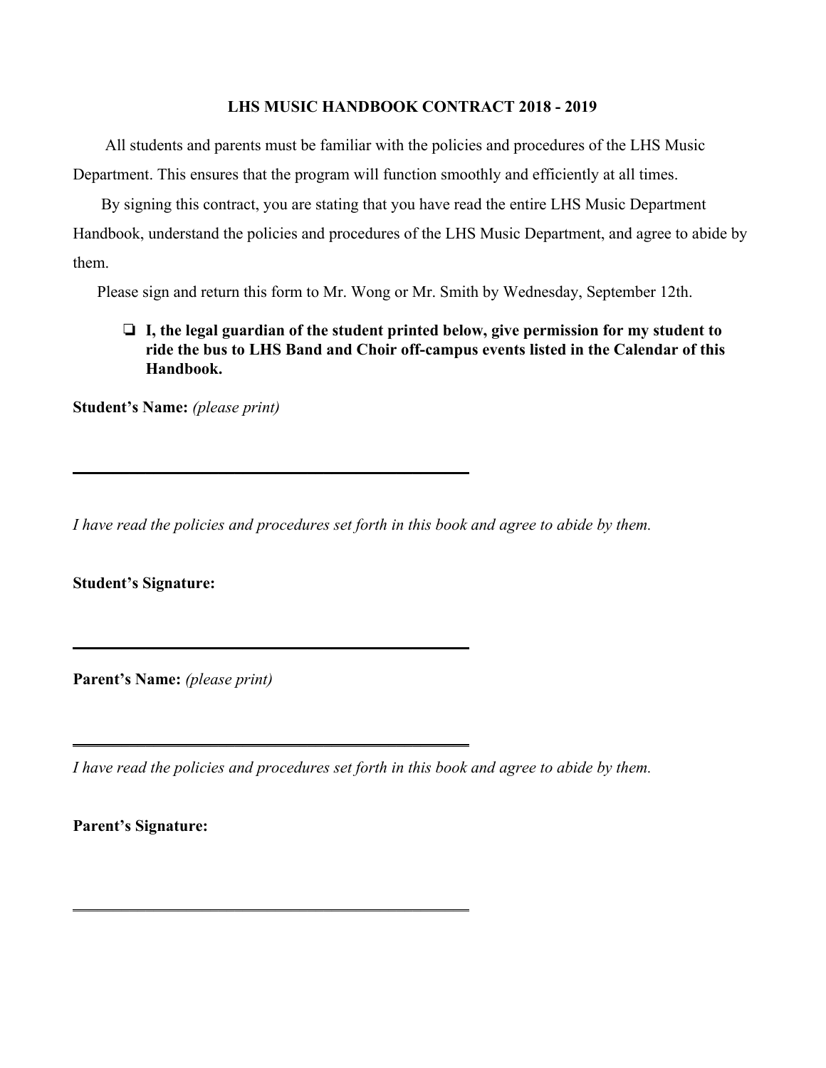**LHS MUSIC HANDBOOK CONTRACT 2018 - 2019**

All students and parents must be familiar with the policies and procedures of the LHS Music Department. This ensures that the program will function smoothly and efficiently at all times.

By signing this contract, you are stating that you have read the entire LHS Music Department Handbook, understand the policies and procedures of the LHS Music Department, and agree to abide by them.

Please sign and return this form to Mr. Wong or Mr. Smith by Wednesday, September 12th.

- ❏ **I, the legal guardian of the student printed below, give permission for my student to ride the bus to LHS Band and Choir off-campus events listed in the Calendar of this Handbook.**

**Student's Name:** *(please print)*

\_\_\_\_\_\_\_\_\_\_\_\_\_\_\_\_\_\_\_\_\_\_\_\_\_\_\_\_\_\_\_\_\_\_\_\_\_\_\_\_

*I have read the policies and procedures set forth in this book and agree to abide by them.*

**Student's Signature:**

\_\_\_\_\_\_\_\_\_\_\_\_\_\_\_\_\_\_\_\_\_\_\_\_\_\_\_\_\_\_\_\_\_\_\_\_\_\_\_\_

**Parent's Name:** *(please print)*

\_\_\_\_\_\_\_\_\_\_\_\_\_\_\_\_\_\_\_\_\_\_\_\_\_\_\_\_\_\_\_\_\_\_\_\_\_\_\_\_

*I have read the policies and procedures set forth in this book and agree to abide by them.*

**Parent's Signature:**

\_\_\_\_\_\_\_\_\_\_\_\_\_\_\_\_\_\_\_\_\_\_\_\_\_\_\_\_\_\_\_\_\_\_\_\_\_\_\_\_